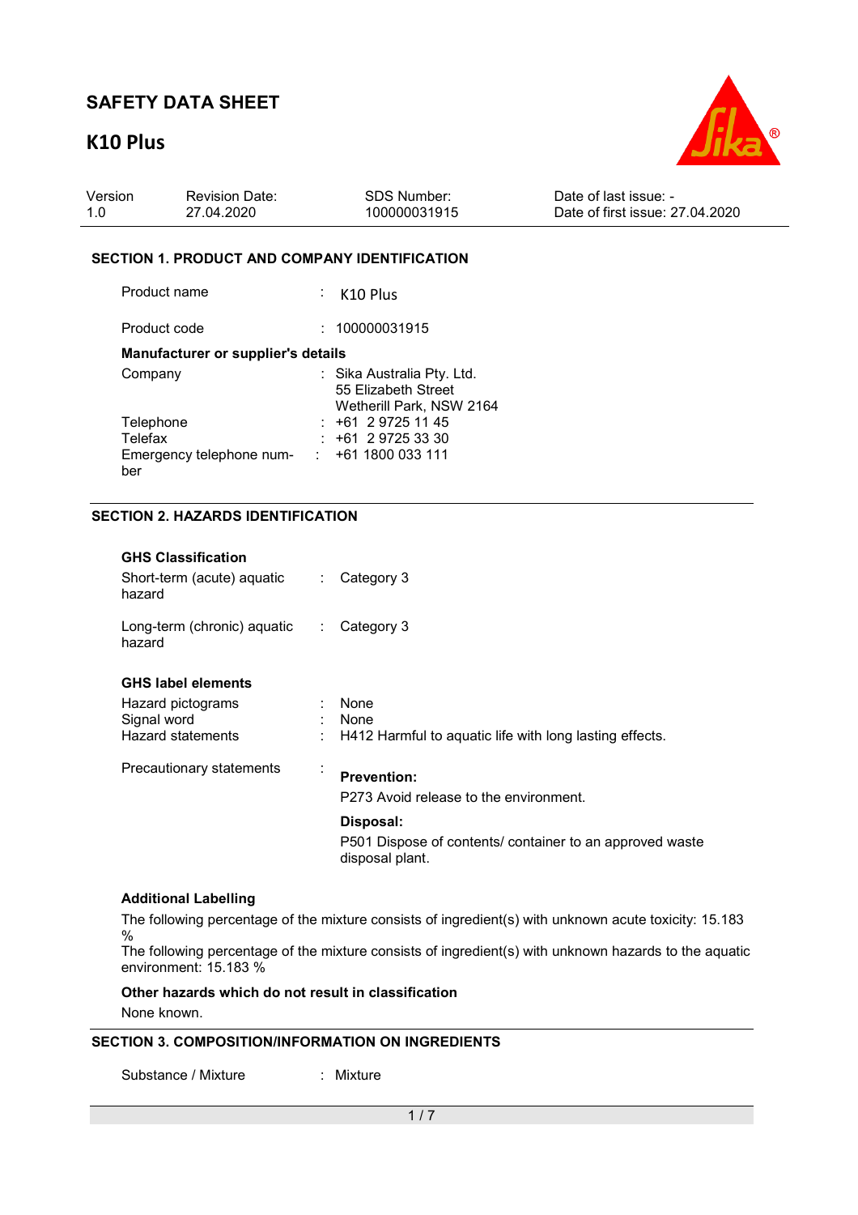# SAFETY DATA SHEET

# K10 Plus

| Version | Revision Date: | SDS Number: | Date of last issue: - |
|---|---|---|---|
| 1.0 | 27.04.2020 | 100000031915 | Date of first issue: 27.04.2020 |

## SECTION 1. PRODUCT AND COMPANY IDENTIFICATION

Product name : K10 Plus

Product code : 100000031915

**Manufacturer or supplier's details**

Company : Sika Australia Pty. Ltd.
55 Elizabeth Street
Wetherill Park, NSW 2164

Telephone : +61 2 9725 11 45

Telefax : +61 2 9725 33 30

Emergency telephone number : +61 1800 033 111

## SECTION 2. HAZARDS IDENTIFICATION

**GHS Classification**

Short-term (acute) aquatic hazard : Category 3

Long-term (chronic) aquatic hazard : Category 3

**GHS label elements**

Hazard pictograms : None

Signal word : None

Hazard statements : H412 Harmful to aquatic life with long lasting effects.

Precautionary statements :

**Prevention:**

P273 Avoid release to the environment.

**Disposal:**

P501 Dispose of contents/ container to an approved waste disposal plant.

**Additional Labelling**

The following percentage of the mixture consists of ingredient(s) with unknown acute toxicity: 15.183 %

The following percentage of the mixture consists of ingredient(s) with unknown hazards to the aquatic environment: 15.183 %

**Other hazards which do not result in classification**

None known.

## SECTION 3. COMPOSITION/INFORMATION ON INGREDIENTS

Substance / Mixture : Mixture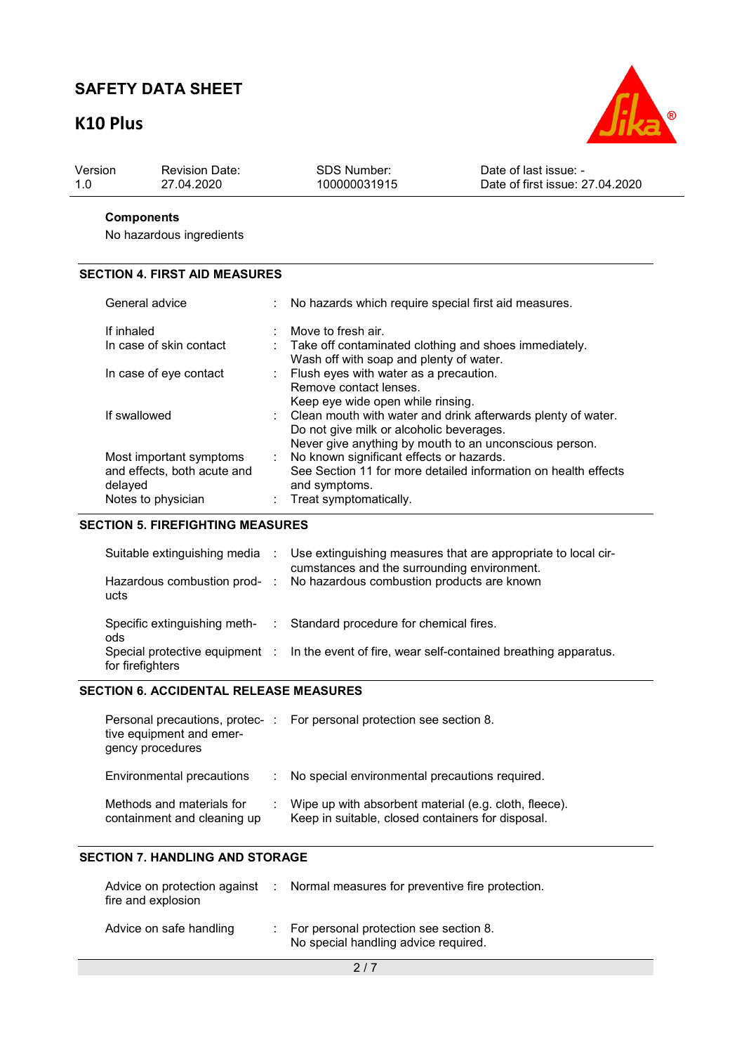**Components**

No hazardous ingredients

## SECTION 4. FIRST AID MEASURES

| | |
|---|---|
| General advice | : No hazards which require special first aid measures. |
| If inhaled | : Move to fresh air. |
| In case of skin contact | : Take off contaminated clothing and shoes immediately. Wash off with soap and plenty of water. |
| In case of eye contact | : Flush eyes with water as a precaution. Remove contact lenses. Keep eye wide open while rinsing. |
| If swallowed | : Clean mouth with water and drink afterwards plenty of water. Do not give milk or alcoholic beverages. Never give anything by mouth to an unconscious person. |
| Most important symptoms and effects, both acute and delayed | : No known significant effects or hazards. See Section 11 for more detailed information on health effects and symptoms. |
| Notes to physician | : Treat symptomatically. |

## SECTION 5. FIREFIGHTING MEASURES

| | |
|---|---|
| Suitable extinguishing media | : Use extinguishing measures that are appropriate to local circumstances and the surrounding environment. |
| Hazardous combustion products | : No hazardous combustion products are known |
| Specific extinguishing methods | : Standard procedure for chemical fires. |
| Special protective equipment for firefighters | : In the event of fire, wear self-contained breathing apparatus. |

## SECTION 6. ACCIDENTAL RELEASE MEASURES

| | |
|---|---|
| Personal precautions, protective equipment and emergency procedures | : For personal protection see section 8. |
| Environmental precautions | : No special environmental precautions required. |
| Methods and materials for containment and cleaning up | : Wipe up with absorbent material (e.g. cloth, fleece). Keep in suitable, closed containers for disposal. |

## SECTION 7. HANDLING AND STORAGE

| | |
|---|---|
| Advice on protection against fire and explosion | : Normal measures for preventive fire protection. |
| Advice on safe handling | : For personal protection see section 8. No special handling advice required. |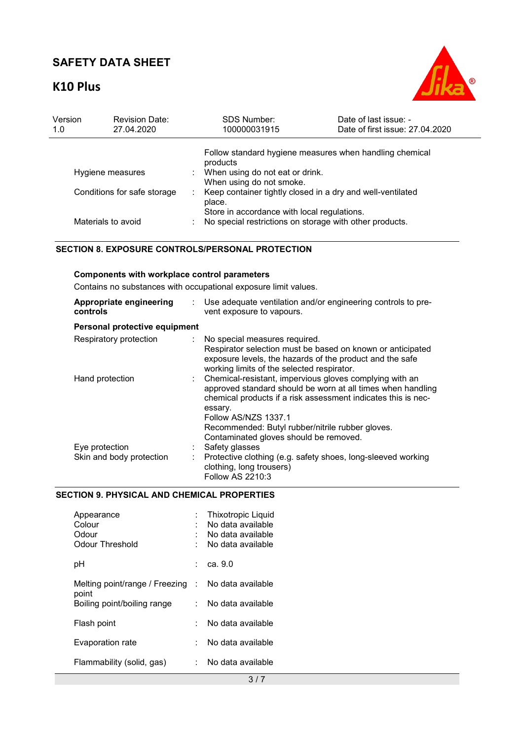| | | |
|---|---|---|
| Hygiene measures | : | Follow standard hygiene measures when handling chemical products<br>When using do not eat or drink.<br>When using do not smoke. |
| Conditions for safe storage | : | Keep container tightly closed in a dry and well-ventilated place.<br>Store in accordance with local regulations. |
| Materials to avoid | : | No special restrictions on storage with other products. |

## SECTION 8. EXPOSURE CONTROLS/PERSONAL PROTECTION

**Components with workplace control parameters**

Contains no substances with occupational exposure limit values.

| | | |
|---|---|---|
| **Appropriate engineering controls** | : | Use adequate ventilation and/or engineering controls to prevent exposure to vapours. |

**Personal protective equipment**

| | | |
|---|---|---|
| Respiratory protection | : | No special measures required.<br>Respirator selection must be based on known or anticipated exposure levels, the hazards of the product and the safe working limits of the selected respirator. |
| Hand protection | : | Chemical-resistant, impervious gloves complying with an approved standard should be worn at all times when handling chemical products if a risk assessment indicates this is necessary.<br>Follow AS/NZS 1337.1<br>Recommended: Butyl rubber/nitrile rubber gloves.<br>Contaminated gloves should be removed. |
| Eye protection | : | Safety glasses |
| Skin and body protection | : | Protective clothing (e.g. safety shoes, long-sleeved working clothing, long trousers)<br>Follow AS 2210:3 |

## SECTION 9. PHYSICAL AND CHEMICAL PROPERTIES

| | | |
|---|---|---|
| Appearance | : | Thixotropic Liquid |
| Colour | : | No data available |
| Odour | : | No data available |
| Odour Threshold | : | No data available |
| pH | : | ca. 9.0 |
| Melting point/range / Freezing point | : | No data available |
| Boiling point/boiling range | : | No data available |
| Flash point | : | No data available |
| Evaporation rate | : | No data available |
| Flammability (solid, gas) | : | No data available |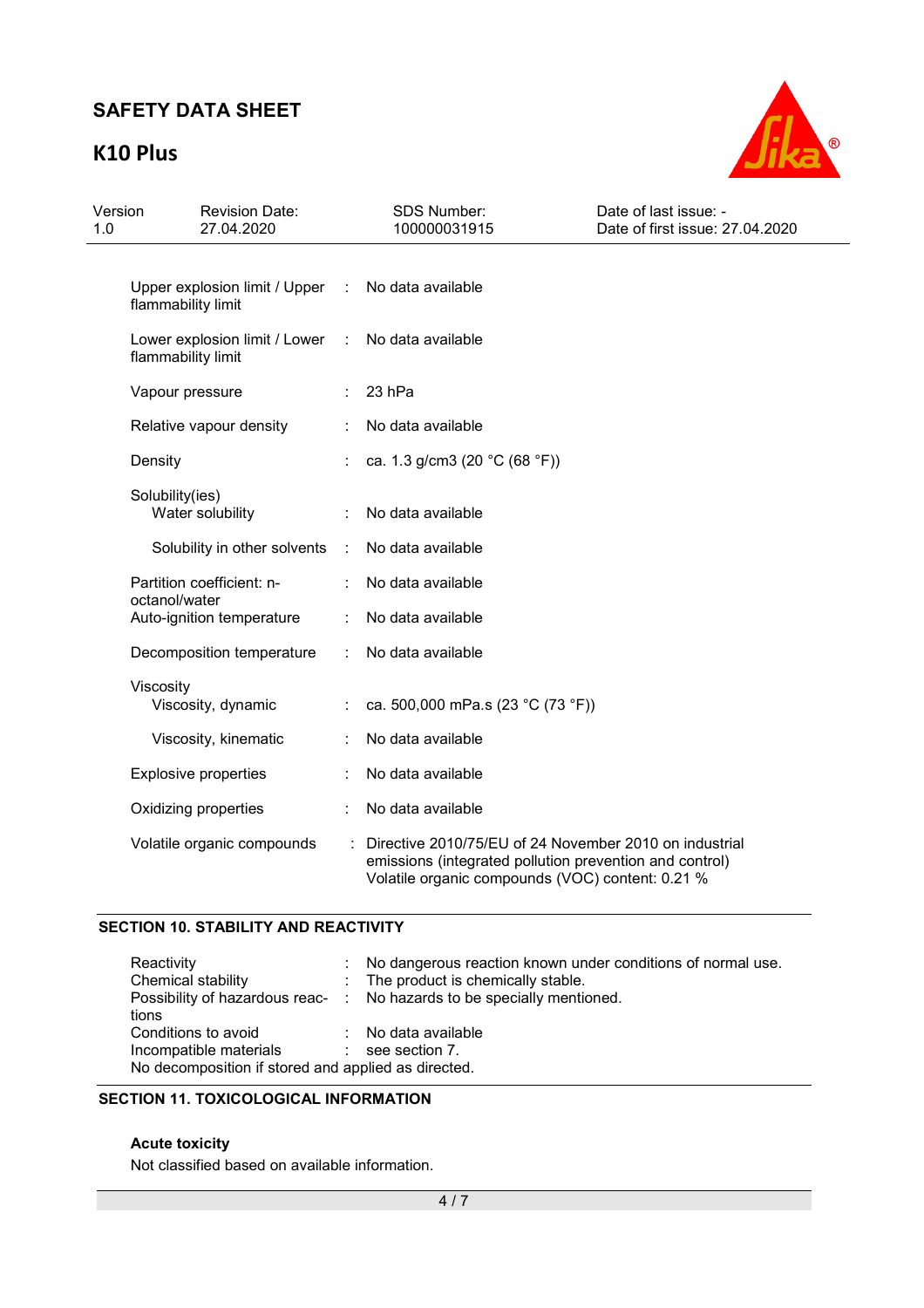| | | |
|---|---|---|
| Upper explosion limit / Upper flammability limit | : | No data available |
| Lower explosion limit / Lower flammability limit | : | No data available |
| Vapour pressure | : | 23 hPa |
| Relative vapour density | : | No data available |
| Density | : | ca. 1.3 g/cm3 (20 °C (68 °F)) |
| Solubility(ies) | | |
| Water solubility | : | No data available |
| Solubility in other solvents | : | No data available |
| Partition coefficient: n-octanol/water | : | No data available |
| Auto-ignition temperature | : | No data available |
| Decomposition temperature | : | No data available |
| Viscosity | | |
| Viscosity, dynamic | : | ca. 500,000 mPa.s (23 °C (73 °F)) |
| Viscosity, kinematic | : | No data available |
| Explosive properties | : | No data available |
| Oxidizing properties | : | No data available |
| Volatile organic compounds | : | Directive 2010/75/EU of 24 November 2010 on industrial emissions (integrated pollution prevention and control) Volatile organic compounds (VOC) content: 0.21 % |

## SECTION 10. STABILITY AND REACTIVITY

| | | |
|---|---|---|
| Reactivity | : | No dangerous reaction known under conditions of normal use. |
| Chemical stability | : | The product is chemically stable. |
| Possibility of hazardous reactions | : | No hazards to be specially mentioned. |
| Conditions to avoid | : | No data available |
| Incompatible materials | : | see section 7. |

No decomposition if stored and applied as directed.

## SECTION 11. TOXICOLOGICAL INFORMATION

**Acute toxicity**

Not classified based on available information.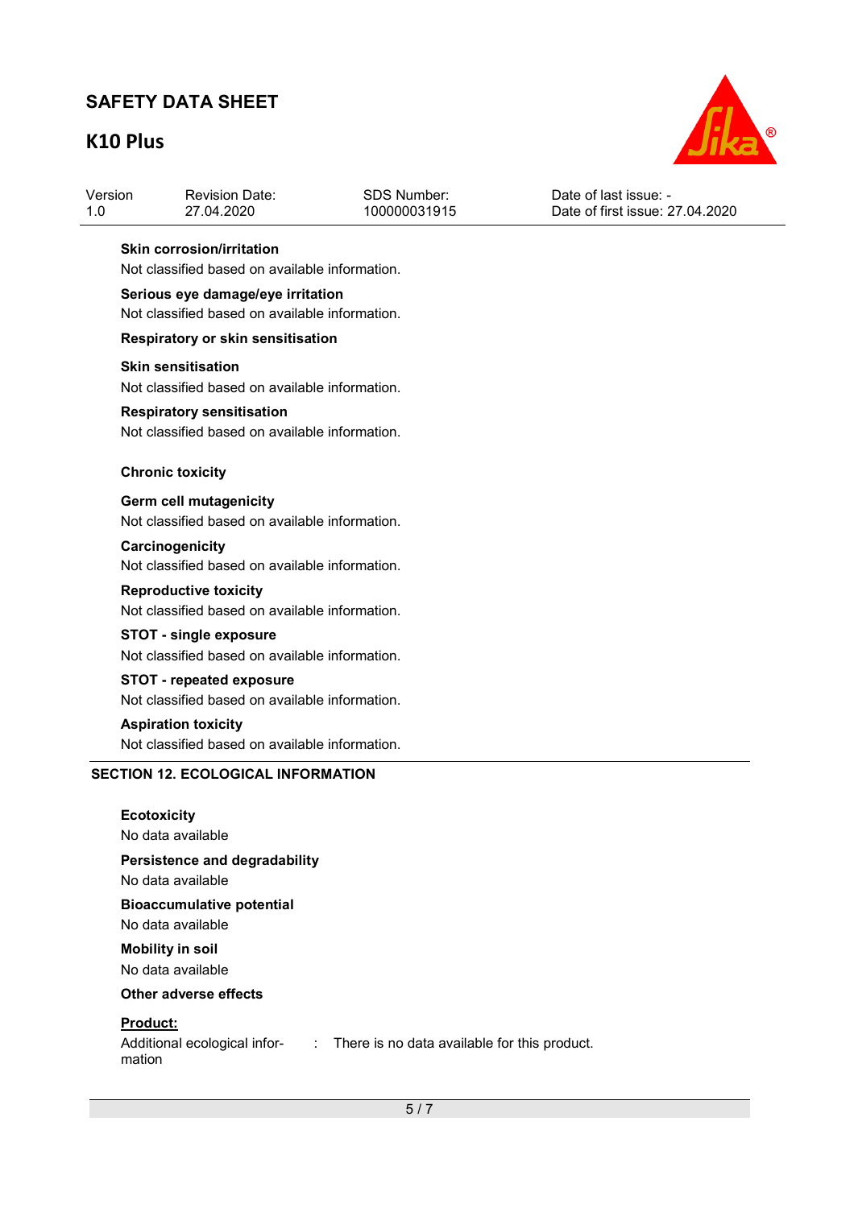**Skin corrosion/irritation**

Not classified based on available information.

**Serious eye damage/eye irritation**

Not classified based on available information.

**Respiratory or skin sensitisation**

**Skin sensitisation**

Not classified based on available information.

**Respiratory sensitisation**

Not classified based on available information.

**Chronic toxicity**

**Germ cell mutagenicity**

Not classified based on available information.

**Carcinogenicity**

Not classified based on available information.

**Reproductive toxicity**

Not classified based on available information.

**STOT - single exposure**

Not classified based on available information.

**STOT - repeated exposure**

Not classified based on available information.

**Aspiration toxicity**

Not classified based on available information.

## SECTION 12. ECOLOGICAL INFORMATION

**Ecotoxicity**

No data available

**Persistence and degradability**

No data available

**Bioaccumulative potential**

No data available

**Mobility in soil**

No data available

**Other adverse effects**

**Product:**

Additional ecological information : There is no data available for this product.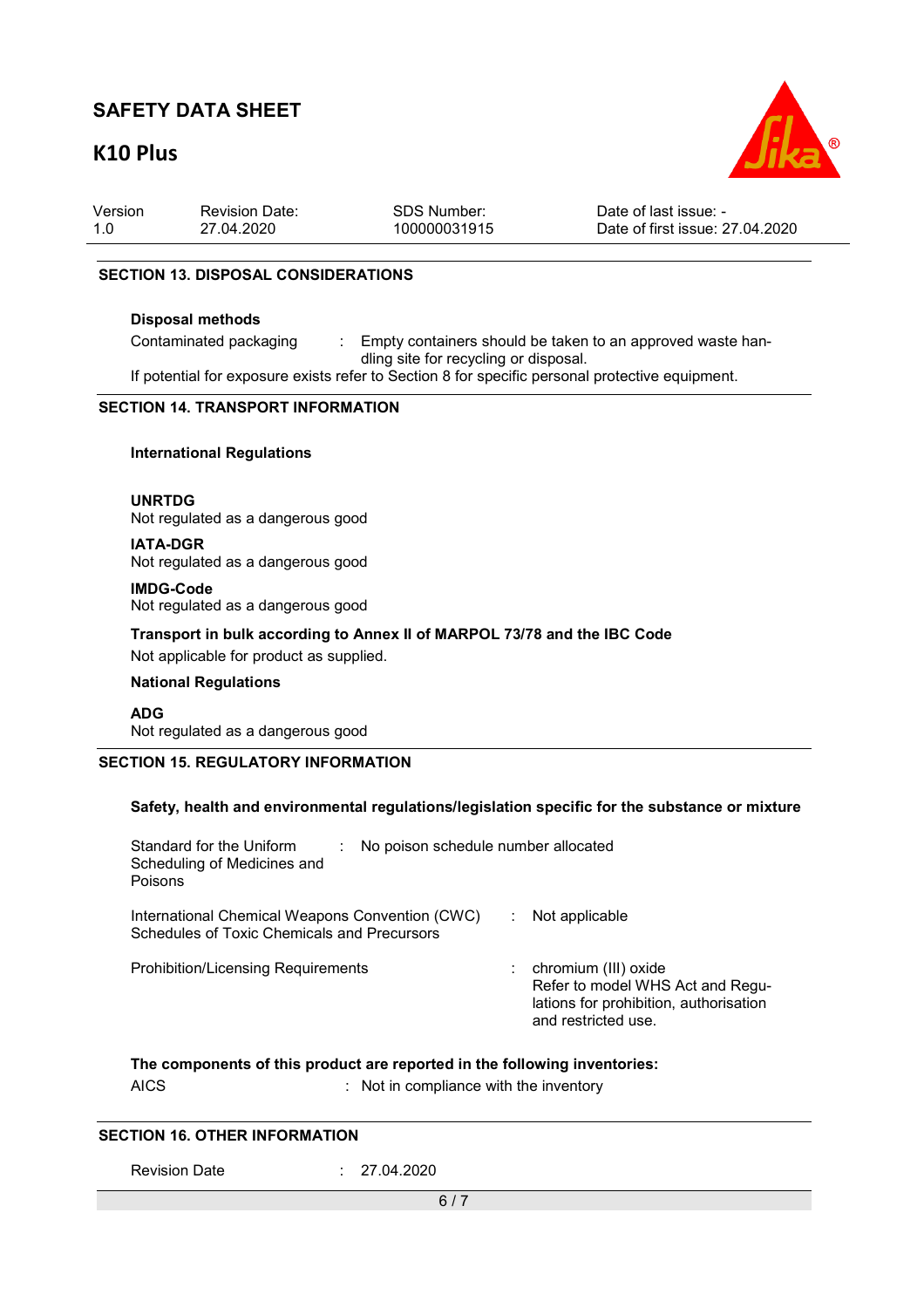## SECTION 13. DISPOSAL CONSIDERATIONS

### Disposal methods

Contaminated packaging : Empty containers should be taken to an approved waste handling site for recycling or disposal.

If potential for exposure exists refer to Section 8 for specific personal protective equipment.

## SECTION 14. TRANSPORT INFORMATION

### International Regulations

**UNRTDG**
Not regulated as a dangerous good

**IATA-DGR**
Not regulated as a dangerous good

**IMDG-Code**
Not regulated as a dangerous good

**Transport in bulk according to Annex II of MARPOL 73/78 and the IBC Code**
Not applicable for product as supplied.

### National Regulations

**ADG**
Not regulated as a dangerous good

## SECTION 15. REGULATORY INFORMATION

**Safety, health and environmental regulations/legislation specific for the substance or mixture**

Standard for the Uniform Scheduling of Medicines and Poisons : No poison schedule number allocated

International Chemical Weapons Convention (CWC) Schedules of Toxic Chemicals and Precursors : Not applicable

Prohibition/Licensing Requirements : chromium (III) oxide
Refer to model WHS Act and Regulations for prohibition, authorisation and restricted use.

**The components of this product are reported in the following inventories:**

AICS : Not in compliance with the inventory

## SECTION 16. OTHER INFORMATION

Revision Date : 27.04.2020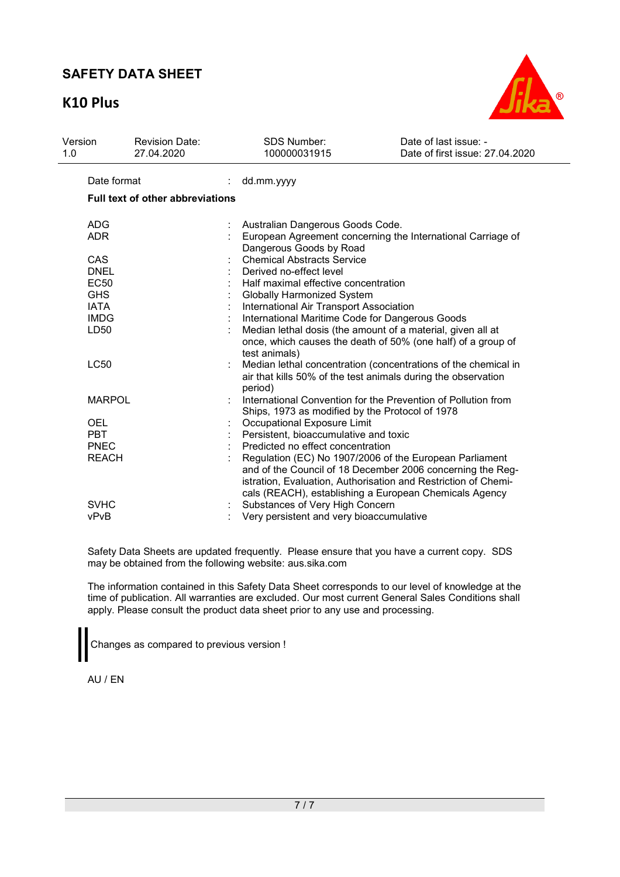| | | | |
|---|---|---|---|
| Version<br>1.0 | Revision Date:<br>27.04.2020 | SDS Number:<br>100000031915 | Date of last issue: -<br>Date of first issue: 27.04.2020 |

Date format : dd.mm.yyyy

**Full text of other abbreviations**

| | |
|---|---|
| ADG | Australian Dangerous Goods Code. |
| ADR | European Agreement concerning the International Carriage of Dangerous Goods by Road |
| CAS | Chemical Abstracts Service |
| DNEL | Derived no-effect level |
| EC50 | Half maximal effective concentration |
| GHS | Globally Harmonized System |
| IATA | International Air Transport Association |
| IMDG | International Maritime Code for Dangerous Goods |
| LD50 | Median lethal dosis (the amount of a material, given all at once, which causes the death of 50% (one half) of a group of test animals) |
| LC50 | Median lethal concentration (concentrations of the chemical in air that kills 50% of the test animals during the observation period) |
| MARPOL | International Convention for the Prevention of Pollution from Ships, 1973 as modified by the Protocol of 1978 |
| OEL | Occupational Exposure Limit |
| PBT | Persistent, bioaccumulative and toxic |
| PNEC | Predicted no effect concentration |
| REACH | Regulation (EC) No 1907/2006 of the European Parliament and of the Council of 18 December 2006 concerning the Registration, Evaluation, Authorisation and Restriction of Chemicals (REACH), establishing a European Chemicals Agency |
| SVHC | Substances of Very High Concern |
| vPvB | Very persistent and very bioaccumulative |

Safety Data Sheets are updated frequently. Please ensure that you have a current copy. SDS may be obtained from the following website: aus.sika.com

The information contained in this Safety Data Sheet corresponds to our level of knowledge at the time of publication. All warranties are excluded. Our most current General Sales Conditions shall apply. Please consult the product data sheet prior to any use and processing.

Changes as compared to previous version !

AU / EN